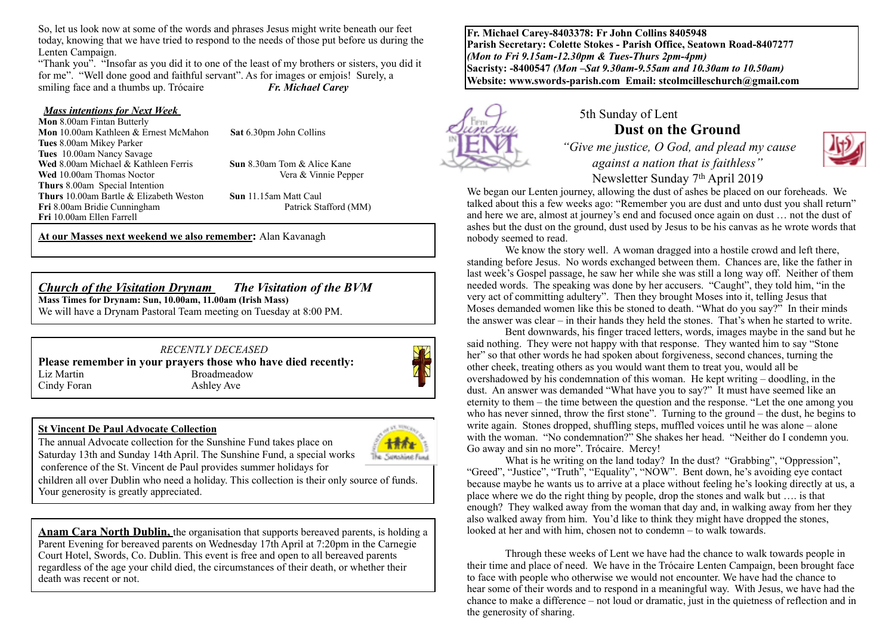So, let us look now at some of the words and phrases Jesus might write beneath our feet today, knowing that we have tried to respond to the needs of those put before us during the Lenten Campaign.

"Thank you". "Insofar as you did it to one of the least of my brothers or sisters, you did it for me". "Well done good and faithful servant". As for images or emjois! Surely, a smiling face and a thumbs up. Trócaire *Fr. Michael Carey*

***Mass intentions for Next Week***

**Mon** 8.00am Fintan Butterly
**Mon** 10.00am Kathleen & Ernest McMahon
**Tues** 8.00am Mikey Parker
**Tues** 10.00am Nancy Savage
**Wed** 8.00am Michael & Kathleen Ferris
**Wed** 10.00am Thomas Noctor
**Thurs** 8.00am Special Intention
**Thurs** 10.00am Bartle & Elizabeth Weston
**Fri** 8.00am Bridie Cunningham
**Fri** 10.00am Ellen Farrell

**Sat** 6.30pm John Collins
**Sun** 8.30am Tom & Alice Kane
Vera & Vinnie Pepper
**Sun** 11.15am Matt Caul
Patrick Stafford (MM)

**At our Masses next weekend we also remember:** Alan Kavanagh

***Church of the Visitation Drynam*** ***The Visitation of the BVM***
**Mass Times for Drynam: Sun, 10.00am, 11.00am (Irish Mass)**
We will have a Drynam Pastoral Team meeting on Tuesday at 8:00 PM.

*RECENTLY DECEASED*
**Please remember in your prayers those who have died recently:**

| | |
|---|---|
| Liz Martin | Broadmeadow |
| Cindy Foran | Ashley Ave |

**St Vincent De Paul Advocate Collection**
The annual Advocate collection for the Sunshine Fund takes place on Saturday 13th and Sunday 14th April. The Sunshine Fund, a special works conference of the St. Vincent de Paul provides summer holidays for children all over Dublin who need a holiday. This collection is their only source of funds. Your generosity is greatly appreciated.

**Anam Cara North Dublin,** the organisation that supports bereaved parents, is holding a Parent Evening for bereaved parents on Wednesday 17th April at 7:20pm in the Carnegie Court Hotel, Swords, Co. Dublin. This event is free and open to all bereaved parents regardless of the age your child died, the circumstances of their death, or whether their death was recent or not.

**Fr. Michael Carey-8403378: Fr John Collins 8405948**
**Parish Secretary: Colette Stokes - Parish Office, Seatown Road-8407277**
***(Mon to Fri 9.15am-12.30pm & Tues-Thurs 2pm-4pm)***
**Sacristy: -8400547 *(Mon –Sat 9.30am-9.55am and 10.30am to 10.50am)***
**Website: www.swords-parish.com Email: stcolmcilleschurch@gmail.com**

5th Sunday of Lent

# Dust on the Ground

*"Give me justice, O God, and plead my cause against a nation that is faithless"*

Newsletter Sunday 7th April 2019

We began our Lenten journey, allowing the dust of ashes be placed on our foreheads. We talked about this a few weeks ago: "Remember you are dust and unto dust you shall return" and here we are, almost at journey's end and focused once again on dust … not the dust of ashes but the dust on the ground, dust used by Jesus to be his canvas as he wrote words that nobody seemed to read.

We know the story well. A woman dragged into a hostile crowd and left there, standing before Jesus. No words exchanged between them. Chances are, like the father in last week's Gospel passage, he saw her while she was still a long way off. Neither of them needed words. The speaking was done by her accusers. "Caught", they told him, "in the very act of committing adultery". Then they brought Moses into it, telling Jesus that Moses demanded women like this be stoned to death. "What do you say?" In their minds the answer was clear – in their hands they held the stones. That's when he started to write.

Bent downwards, his finger traced letters, words, images maybe in the sand but he said nothing. They were not happy with that response. They wanted him to say "Stone her" so that other words he had spoken about forgiveness, second chances, turning the other cheek, treating others as you would want them to treat you, would all be overshadowed by his condemnation of this woman. He kept writing – doodling, in the dust. An answer was demanded "What have you to say?" It must have seemed like an eternity to them – the time between the question and the response. "Let the one among you who has never sinned, throw the first stone". Turning to the ground – the dust, he begins to write again. Stones dropped, shuffling steps, muffled voices until he was alone – alone with the woman. "No condemnation?" She shakes her head. "Neither do I condemn you. Go away and sin no more". Trócaire. Mercy!

What is he writing on the land today? In the dust? "Grabbing", "Oppression", "Greed", "Justice", "Truth", "Equality", "NOW". Bent down, he's avoiding eye contact because maybe he wants us to arrive at a place without feeling he's looking directly at us, a place where we do the right thing by people, drop the stones and walk but …. is that enough? They walked away from the woman that day and, in walking away from her they also walked away from him. You'd like to think they might have dropped the stones, looked at her and with him, chosen not to condemn – to walk towards.

Through these weeks of Lent we have had the chance to walk towards people in their time and place of need. We have in the Trócaire Lenten Campaign, been brought face to face with people who otherwise we would not encounter. We have had the chance to hear some of their words and to respond in a meaningful way. With Jesus, we have had the chance to make a difference – not loud or dramatic, just in the quietness of reflection and in the generosity of sharing.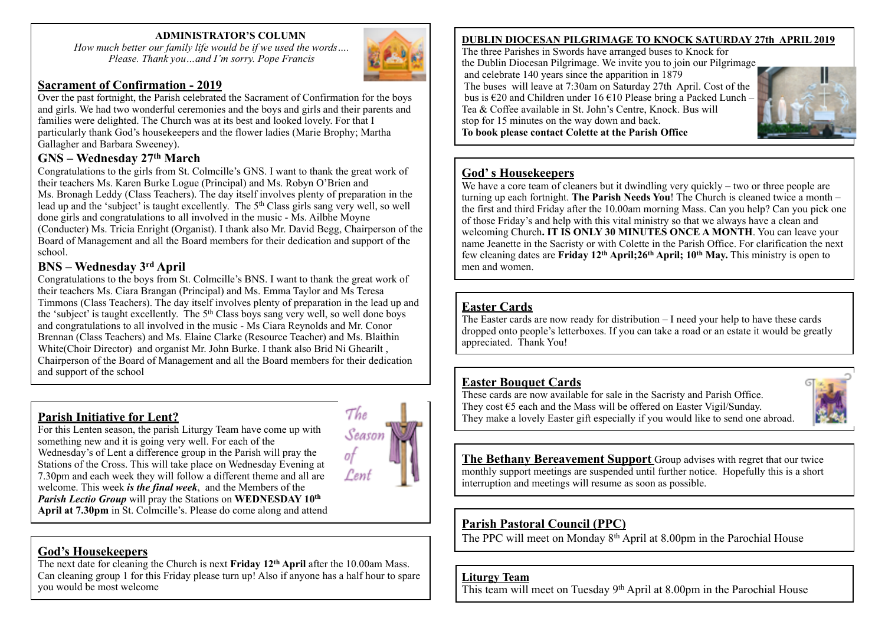**ADMINISTRATOR'S COLUMN**

*How much better our family life would be if we used the words…. Please. Thank you…and I'm sorry. Pope Francis*

## Sacrament of Confirmation - 2019

Over the past fortnight, the Parish celebrated the Sacrament of Confirmation for the boys and girls. We had two wonderful ceremonies and the boys and girls and their parents and families were delighted. The Church was at its best and looked lovely. For that I particularly thank God's housekeepers and the flower ladies (Marie Brophy; Martha Gallagher and Barbara Sweeney).

### GNS – Wednesday 27th March

Congratulations to the girls from St. Colmcille's GNS. I want to thank the great work of their teachers Ms. Karen Burke Logue (Principal) and Ms. Robyn O'Brien and Ms. Bronagh Leddy (Class Teachers). The day itself involves plenty of preparation in the lead up and the 'subject' is taught excellently. The 5th Class girls sang very well, so well done girls and congratulations to all involved in the music - Ms. Ailbhe Moyne (Conducter) Ms. Tricia Enright (Organist). I thank also Mr. David Begg, Chairperson of the Board of Management and all the Board members for their dedication and support of the school.

### BNS – Wednesday 3rd April

Congratulations to the boys from St. Colmcille's BNS. I want to thank the great work of their teachers Ms. Ciara Brangan (Principal) and Ms. Emma Taylor and Ms Teresa Timmons (Class Teachers). The day itself involves plenty of preparation in the lead up and the 'subject' is taught excellently. The 5th Class boys sang very well, so well done boys and congratulations to all involved in the music - Ms Ciara Reynolds and Mr. Conor Brennan (Class Teachers) and Ms. Elaine Clarke (Resource Teacher) and Ms. Blaithin White(Choir Director) and organist Mr. John Burke. I thank also Brid Ni Ghearilt , Chairperson of the Board of Management and all the Board members for their dedication and support of the school

## Parish Initiative for Lent?

For this Lenten season, the parish Liturgy Team have come up with something new and it is going very well. For each of the Wednesday's of Lent a difference group in the Parish will pray the Stations of the Cross. This will take place on Wednesday Evening at 7.30pm and each week they will follow a different theme and all are welcome. This week ***is the final week***, and the Members of the ***Parish Lectio Group*** will pray the Stations on **WEDNESDAY 10th April at 7.30pm** in St. Colmcille's. Please do come along and attend

The Season of Lent

## God's Housekeepers

The next date for cleaning the Church is next **Friday 12th April** after the 10.00am Mass. Can cleaning group 1 for this Friday please turn up! Also if anyone has a half hour to spare you would be most welcome

## DUBLIN DIOCESAN PILGRIMAGE TO KNOCK SATURDAY 27th APRIL 2019

The three Parishes in Swords have arranged buses to Knock for the Dublin Diocesan Pilgrimage. We invite you to join our Pilgrimage and celebrate 140 years since the apparition in 1879

The buses will leave at 7:30am on Saturday 27th April. Cost of the bus is €20 and Children under 16 €10 Please bring a Packed Lunch – Tea & Coffee available in St. John's Centre, Knock. Bus will stop for 15 minutes on the way down and back.

**To book please contact Colette at the Parish Office**

## God' s Housekeepers

We have a core team of cleaners but it dwindling very quickly – two or three people are turning up each fortnight. **The Parish Needs You**! The Church is cleaned twice a month – the first and third Friday after the 10.00am morning Mass. Can you help? Can you pick one of those Friday's and help with this vital ministry so that we always have a clean and welcoming Church**. IT IS ONLY 30 MINUTES ONCE A MONTH**. You can leave your name Jeanette in the Sacristy or with Colette in the Parish Office. For clarification the next few cleaning dates are **Friday 12th April;26th April; 10th May.** This ministry is open to men and women.

## Easter Cards

The Easter cards are now ready for distribution – I need your help to have these cards dropped onto people's letterboxes. If you can take a road or an estate it would be greatly appreciated. Thank You!

## Easter Bouquet Cards

These cards are now available for sale in the Sacristy and Parish Office. They cost €5 each and the Mass will be offered on Easter Vigil/Sunday. They make a lovely Easter gift especially if you would like to send one abroad.

**The Bethany Bereavement Support** Group advises with regret that our twice monthly support meetings are suspended until further notice. Hopefully this is a short interruption and meetings will resume as soon as possible.

## Parish Pastoral Council (PPC)

The PPC will meet on Monday 8th April at 8.00pm in the Parochial House

## Liturgy Team

This team will meet on Tuesday 9th April at 8.00pm in the Parochial House